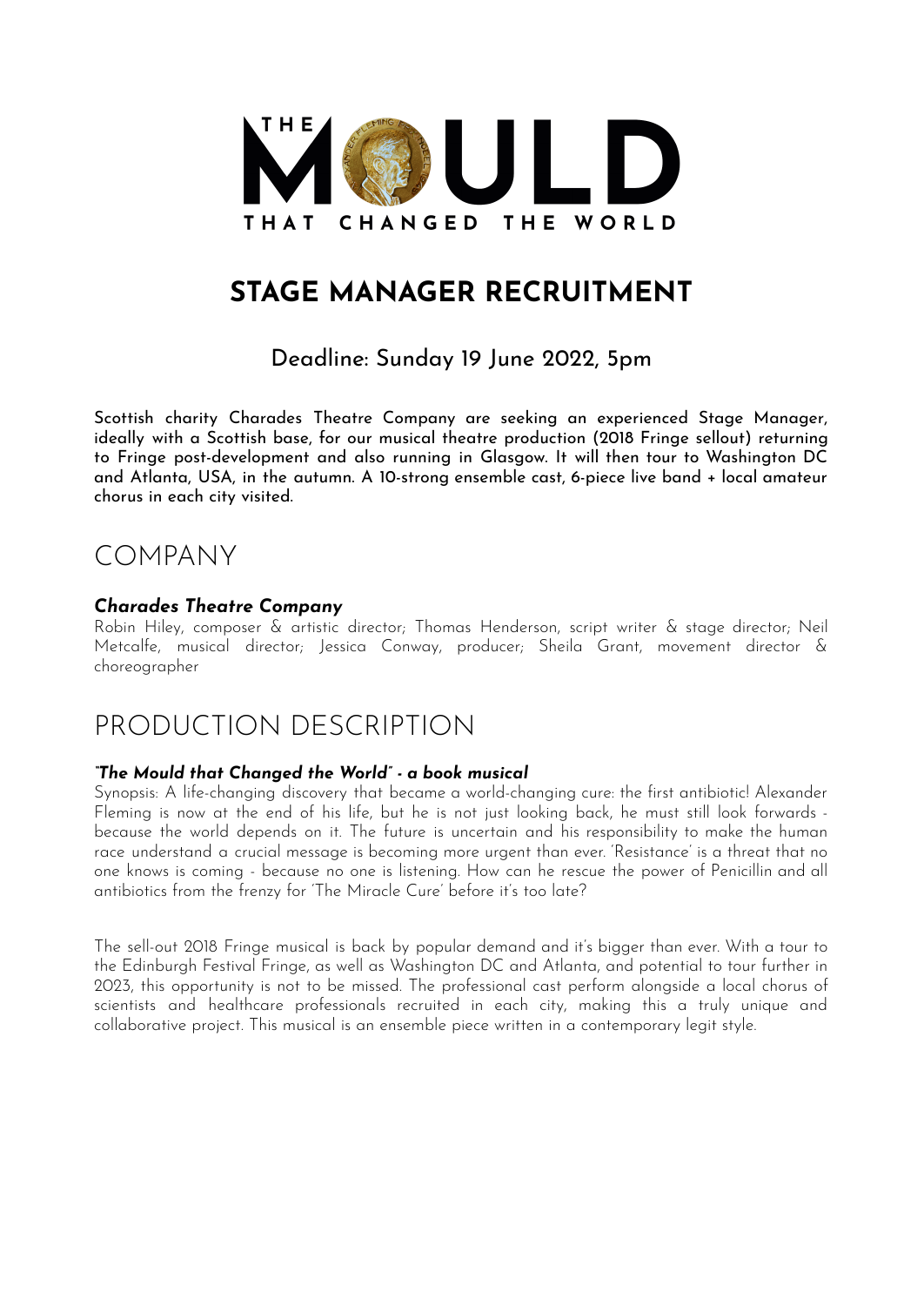# THE MOULD THAT CHANGED THE WORLD

## STAGE MANAGER RECRUITMENT

### Deadline: Sunday 19 June 2022, 5pm

**Scottish charity Charades Theatre Company are seeking an experienced Stage Manager, ideally with a Scottish base, for our musical theatre production (2018 Fringe sellout) returning to Fringe post-development and also running in Glasgow. It will then tour to Washington DC and Atlanta, USA, in the autumn. A 10-strong ensemble cast, 6-piece live band + local amateur chorus in each city visited.**

## COMPANY

***Charades Theatre Company***

Robin Hiley, composer & artistic director; Thomas Henderson, script writer & stage director; Neil Metcalfe, musical director; Jessica Conway, producer; Sheila Grant, movement director & choreographer

## PRODUCTION DESCRIPTION

***"The Mould that Changed the World" - a book musical***

Synopsis: A life-changing discovery that became a world-changing cure: the first antibiotic! Alexander Fleming is now at the end of his life, but he is not just looking back, he must still look forwards - because the world depends on it. The future is uncertain and his responsibility to make the human race understand a crucial message is becoming more urgent than ever. 'Resistance' is a threat that no one knows is coming - because no one is listening. How can he rescue the power of Penicillin and all antibiotics from the frenzy for 'The Miracle Cure' before it's too late?

The sell-out 2018 Fringe musical is back by popular demand and it's bigger than ever. With a tour to the Edinburgh Festival Fringe, as well as Washington DC and Atlanta, and potential to tour further in 2023, this opportunity is not to be missed. The professional cast perform alongside a local chorus of scientists and healthcare professionals recruited in each city, making this a truly unique and collaborative project. This musical is an ensemble piece written in a contemporary legit style.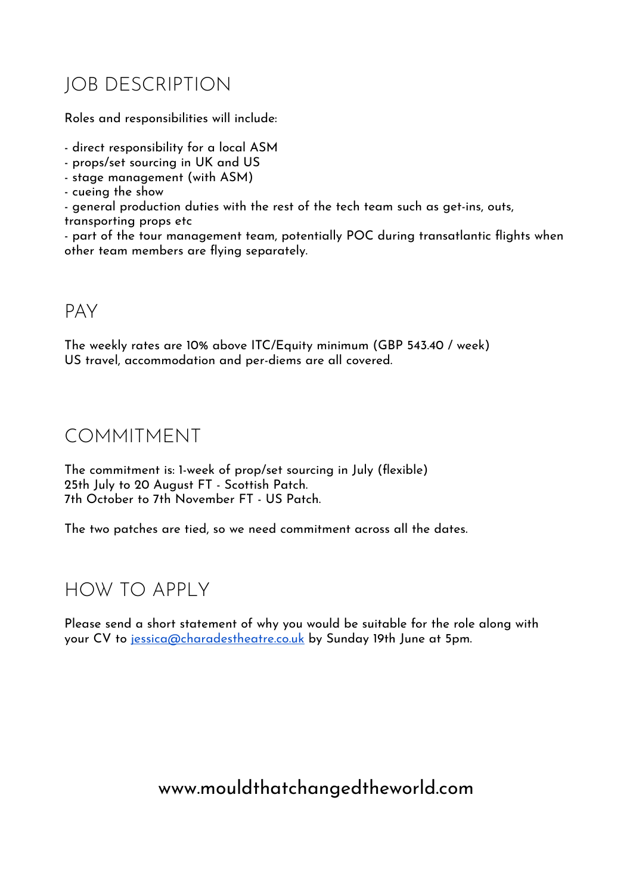## JOB DESCRIPTION

Roles and responsibilities will include:

- direct responsibility for a local ASM
- props/set sourcing in UK and US
- stage management (with ASM)
- cueing the show
- general production duties with the rest of the tech team such as get-ins, outs, transporting props etc
- part of the tour management team, potentially POC during transatlantic flights when other team members are flying separately.

## PAY

The weekly rates are 10% above ITC/Equity minimum (GBP 543.40 / week)
US travel, accommodation and per-diems are all covered.

## COMMITMENT

The commitment is: 1-week of prop/set sourcing in July (flexible)
25th July to 20 August FT - Scottish Patch.
7th October to 7th November FT - US Patch.

The two patches are tied, so we need commitment across all the dates.

## HOW TO APPLY

Please send a short statement of why you would be suitable for the role along with your CV to [jessica@charadestheatre.co.uk](mailto:jessica@charadestheatre.co.uk) by Sunday 19th June at 5pm.

www.mouldthatchangedtheworld.com